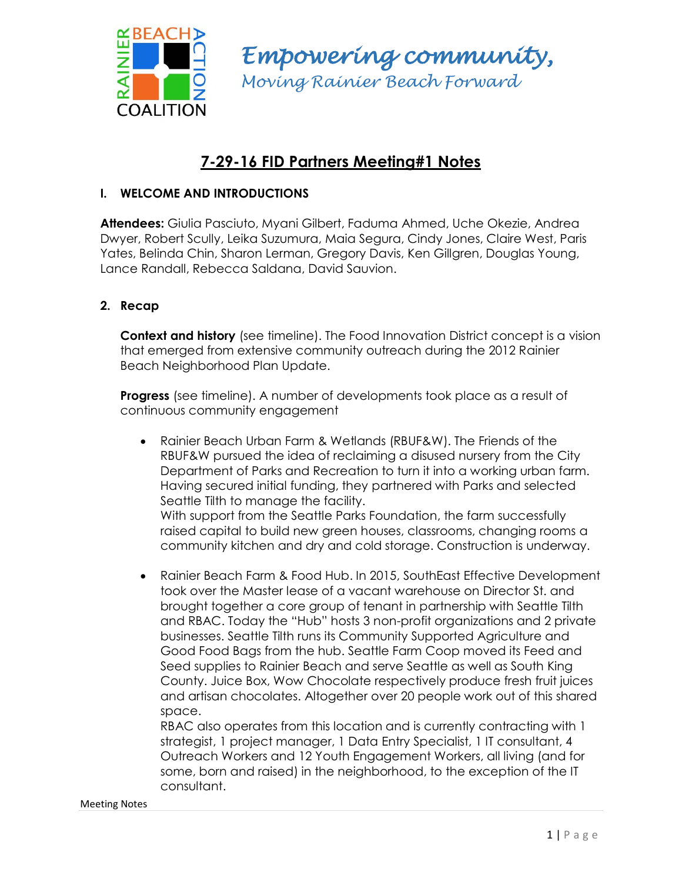*Empowering community,*
*Moving Rainier Beach Forward*

# 7-29-16 FID Partners Meeting#1 Notes

## I. WELCOME AND INTRODUCTIONS

**Attendees:** Giulia Pasciuto, Myani Gilbert, Faduma Ahmed, Uche Okezie, Andrea Dwyer, Robert Scully, Leika Suzumura, Maia Segura, Cindy Jones, Claire West, Paris Yates, Belinda Chin, Sharon Lerman, Gregory Davis, Ken Gillgren, Douglas Young, Lance Randall, Rebecca Saldana, David Sauvion.

## 2. Recap

**Context and history** (see timeline). The Food Innovation District concept is a vision that emerged from extensive community outreach during the 2012 Rainier Beach Neighborhood Plan Update.

**Progress** (see timeline). A number of developments took place as a result of continuous community engagement

- Rainier Beach Urban Farm & Wetlands (RBUF&W). The Friends of the RBUF&W pursued the idea of reclaiming a disused nursery from the City Department of Parks and Recreation to turn it into a working urban farm. Having secured initial funding, they partnered with Parks and selected Seattle Tilth to manage the facility.
  With support from the Seattle Parks Foundation, the farm successfully raised capital to build new green houses, classrooms, changing rooms a community kitchen and dry and cold storage. Construction is underway.

- Rainier Beach Farm & Food Hub. In 2015, SouthEast Effective Development took over the Master lease of a vacant warehouse on Director St. and brought together a core group of tenant in partnership with Seattle Tilth and RBAC. Today the "Hub" hosts 3 non-profit organizations and 2 private businesses. Seattle Tilth runs its Community Supported Agriculture and Good Food Bags from the hub. Seattle Farm Coop moved its Feed and Seed supplies to Rainier Beach and serve Seattle as well as South King County. Juice Box, Wow Chocolate respectively produce fresh fruit juices and artisan chocolates. Altogether over 20 people work out of this shared space.
  RBAC also operates from this location and is currently contracting with 1 strategist, 1 project manager, 1 Data Entry Specialist, 1 IT consultant, 4 Outreach Workers and 12 Youth Engagement Workers, all living (and for some, born and raised) in the neighborhood, to the exception of the IT consultant.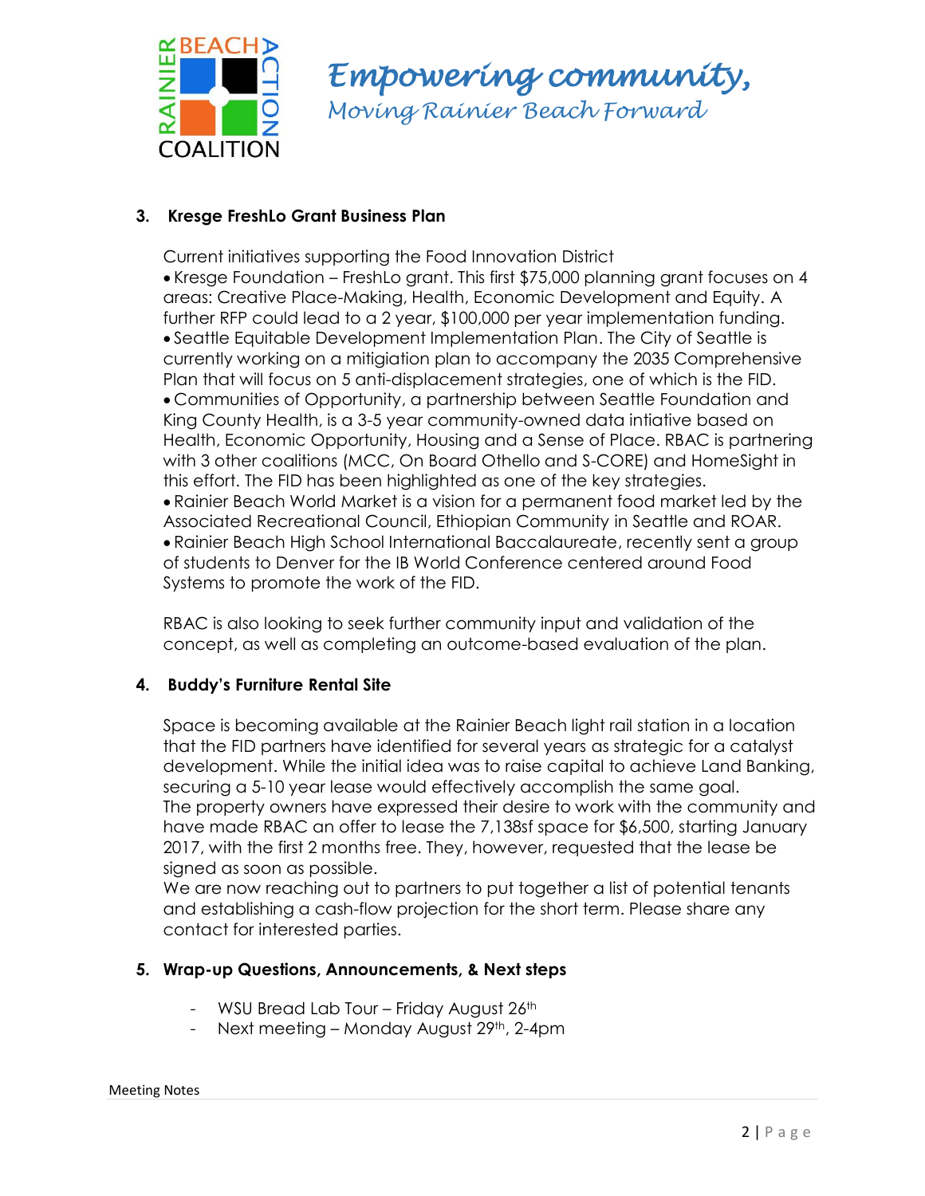### 3. Kresge FreshLo Grant Business Plan

Current initiatives supporting the Food Innovation District

- Kresge Foundation – FreshLo grant. This first $75,000 planning grant focuses on 4 areas: Creative Place-Making, Health, Economic Development and Equity. A further RFP could lead to a 2 year, $100,000 per year implementation funding.
- Seattle Equitable Development Implementation Plan. The City of Seattle is currently working on a mitigiation plan to accompany the 2035 Comprehensive Plan that will focus on 5 anti-displacement strategies, one of which is the FID.
- Communities of Opportunity, a partnership between Seattle Foundation and King County Health, is a 3-5 year community-owned data intiative based on Health, Economic Opportunity, Housing and a Sense of Place. RBAC is partnering with 3 other coalitions (MCC, On Board Othello and S-CORE) and HomeSight in this effort. The FID has been highlighted as one of the key strategies.
- Rainier Beach World Market is a vision for a permanent food market led by the Associated Recreational Council, Ethiopian Community in Seattle and ROAR.
- Rainier Beach High School International Baccalaureate, recently sent a group of students to Denver for the IB World Conference centered around Food Systems to promote the work of the FID.

RBAC is also looking to seek further community input and validation of the concept, as well as completing an outcome-based evaluation of the plan.

### 4. Buddy's Furniture Rental Site

Space is becoming available at the Rainier Beach light rail station in a location that the FID partners have identified for several years as strategic for a catalyst development. While the initial idea was to raise capital to achieve Land Banking, securing a 5-10 year lease would effectively accomplish the same goal.
The property owners have expressed their desire to work with the community and have made RBAC an offer to lease the 7,138sf space for $6,500, starting January 2017, with the first 2 months free. They, however, requested that the lease be signed as soon as possible.
We are now reaching out to partners to put together a list of potential tenants and establishing a cash-flow projection for the short term. Please share any contact for interested parties.

### 5. Wrap-up Questions, Announcements, & Next steps

- WSU Bread Lab Tour – Friday August 26th
- Next meeting – Monday August 29th, 2-4pm